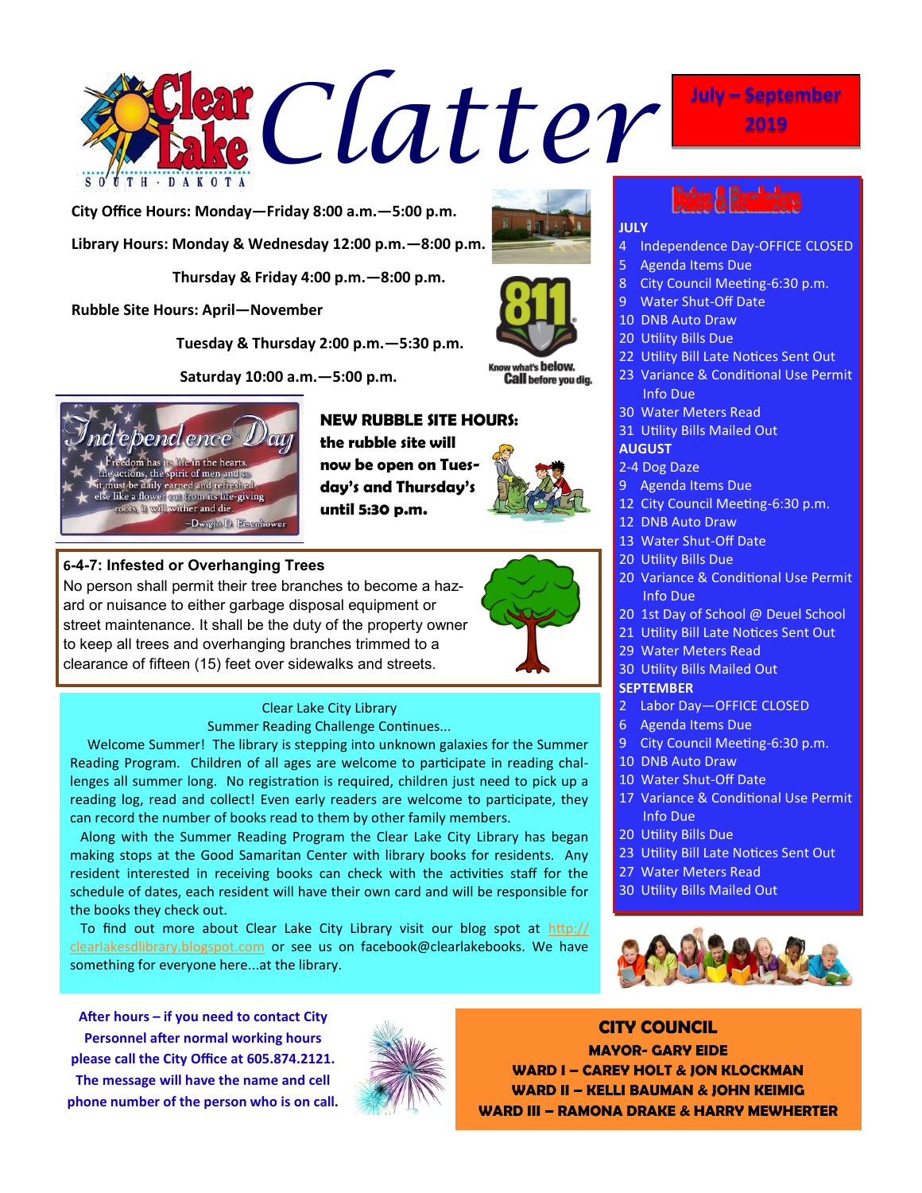# Clear Lake Clatter

**July – September 2019**

**City Office Hours: Monday—Friday 8:00 a.m.—5:00 p.m.**

**Library Hours: Monday & Wednesday 12:00 p.m.—8:00 p.m.**

**Thursday & Friday 4:00 p.m.—8:00 p.m.**

**Rubble Site Hours: April—November**

**Tuesday & Thursday 2:00 p.m.—5:30 p.m.**

**Saturday 10:00 a.m.—5:00 p.m.**

811 Know what's below. Call before you dig.

*Independence Day*

Freedom has its life in the hearts, the actions, the spirit of men and so it must be daily earned and refreshed - else like a flower cut from its life-giving roots, it will wither and die.

-Dwight D. Eisenhower

**NEW RUBBLE SITE HOURS: the rubble site will now be open on Tuesday's and Thursday's until 5:30 p.m.**

**6-4-7: Infested or Overhanging Trees**

No person shall permit their tree branches to become a hazard or nuisance to either garbage disposal equipment or street maintenance. It shall be the duty of the property owner to keep all trees and overhanging branches trimmed to a clearance of fifteen (15) feet over sidewalks and streets.

Clear Lake City Library

Summer Reading Challenge Continues...

Welcome Summer! The library is stepping into unknown galaxies for the Summer Reading Program. Children of all ages are welcome to participate in reading challenges all summer long. No registration is required, children just need to pick up a reading log, read and collect! Even early readers are welcome to participate, they can record the number of books read to them by other family members.

Along with the Summer Reading Program the Clear Lake City Library has began making stops at the Good Samaritan Center with library books for residents. Any resident interested in receiving books can check with the activities staff for the schedule of dates, each resident will have their own card and will be responsible for the books they check out.

To find out more about Clear Lake City Library visit our blog spot at http://clearlakesdlibrary.blogspot.com or see us on facebook@clearlakebooks. We have something for everyone here...at the library.

## Dates & Reminders

**JULY**

- 4 Independence Day-OFFICE CLOSED
- 5 Agenda Items Due
- 8 City Council Meeting-6:30 p.m.
- 9 Water Shut-Off Date
- 10 DNB Auto Draw
- 20 Utility Bills Due
- 22 Utility Bill Late Notices Sent Out
- 23 Variance & Conditional Use Permit Info Due
- 30 Water Meters Read
- 31 Utility Bills Mailed Out

**AUGUST**

- 2-4 Dog Daze
- 9 Agenda Items Due
- 12 City Council Meeting-6:30 p.m.
- 12 DNB Auto Draw
- 13 Water Shut-Off Date
- 20 Utility Bills Due
- 20 Variance & Conditional Use Permit Info Due
- 20 1st Day of School @ Deuel School
- 21 Utility Bill Late Notices Sent Out
- 29 Water Meters Read
- 30 Utility Bills Mailed Out

**SEPTEMBER**

- 2 Labor Day—OFFICE CLOSED
- 6 Agenda Items Due
- 9 City Council Meeting-6:30 p.m.
- 10 DNB Auto Draw
- 10 Water Shut-Off Date
- 17 Variance & Conditional Use Permit Info Due
- 20 Utility Bills Due
- 23 Utility Bill Late Notices Sent Out
- 27 Water Meters Read
- 30 Utility Bills Mailed Out

**After hours – if you need to contact City Personnel after normal working hours please call the City Office at 605.874.2121. The message will have the name and cell phone number of the person who is on call.**

## CITY COUNCIL

**MAYOR- GARY EIDE**

**WARD I – CAREY HOLT & JON KLOCKMAN**

**WARD II – KELLI BAUMAN & JOHN KEIMIG**

**WARD III – RAMONA DRAKE & HARRY MEWHERTER**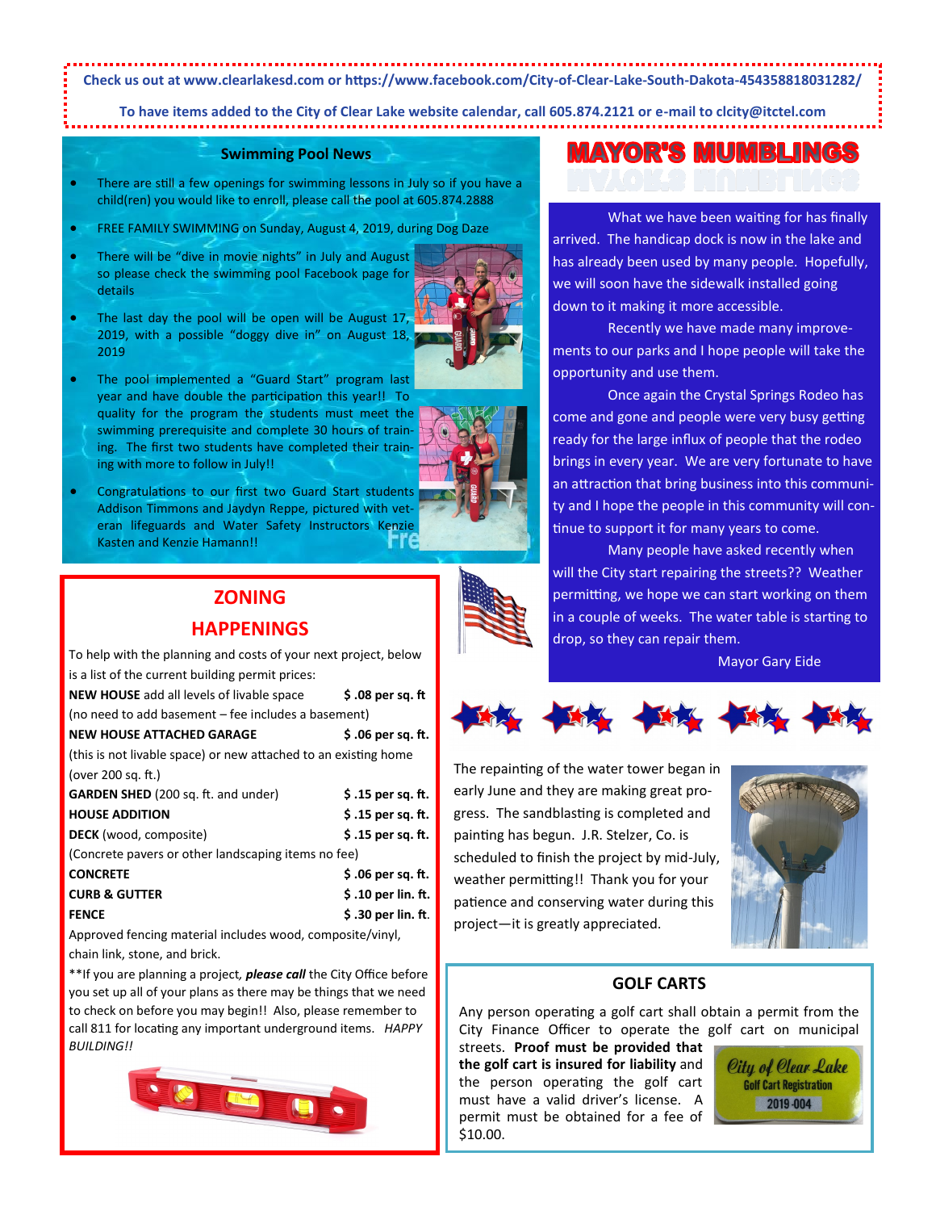Check us out at www.clearlakesd.com or https://www.facebook.com/City-of-Clear-Lake-South-Dakota-454358818031282/

To have items added to the City of Clear Lake website calendar, call 605.874.2121 or e-mail to clcity@itctel.com

## Swimming Pool News

- There are still a few openings for swimming lessons in July so if you have a child(ren) you would like to enroll, please call the pool at 605.874.2888
- FREE FAMILY SWIMMING on Sunday, August 4, 2019, during Dog Daze
- There will be "dive in movie nights" in July and August so please check the swimming pool Facebook page for details
- The last day the pool will be open will be August 17, 2019, with a possible "doggy dive in" on August 18, 2019
- The pool implemented a "Guard Start" program last year and have double the participation this year!! To quality for the program the students must meet the swimming prerequisite and complete 30 hours of training. The first two students have completed their training with more to follow in July!!
- Congratulations to our first two Guard Start students Addison Timmons and Jaydyn Reppe, pictured with veteran lifeguards and Water Safety Instructors Kenzie Kasten and Kenzie Hamann!!

## MAYOR'S MUMBLINGS

What we have been waiting for has finally arrived. The handicap dock is now in the lake and has already been used by many people. Hopefully, we will soon have the sidewalk installed going down to it making it more accessible.

Recently we have made many improvements to our parks and I hope people will take the opportunity and use them.

Once again the Crystal Springs Rodeo has come and gone and people were very busy getting ready for the large influx of people that the rodeo brings in every year. We are very fortunate to have an attraction that bring business into this community and I hope the people in this community will continue to support it for many years to come.

Many people have asked recently when will the City start repairing the streets?? Weather permitting, we hope we can start working on them in a couple of weeks. The water table is starting to drop, so they can repair them.

Mayor Gary Eide

## ZONING HAPPENINGS

To help with the planning and costs of your next project, below is a list of the current building permit prices:

| | |
|---|---|
| **NEW HOUSE** add all levels of livable space | $ .08 per sq. ft |
| (no need to add basement – fee includes a basement) | |
| **NEW HOUSE ATTACHED GARAGE** | $ .06 per sq. ft. |
| (this is not livable space) or new attached to an existing home (over 200 sq. ft.) | |
| **GARDEN SHED** (200 sq. ft. and under) | $ .15 per sq. ft. |
| **HOUSE ADDITION** | $ .15 per sq. ft. |
| **DECK** (wood, composite) | $ .15 per sq. ft. |
| (Concrete pavers or other landscaping items no fee) | |
| **CONCRETE** | $ .06 per sq. ft. |
| **CURB & GUTTER** | $ .10 per lin. ft. |
| **FENCE** | $ .30 per lin. ft. |

Approved fencing material includes wood, composite/vinyl, chain link, stone, and brick.

**If you are planning a project, ***please call*** the City Office before you set up all of your plans as there may be things that we need to check on before you may begin!! Also, please remember to call 811 for locating any important underground items. *HAPPY BUILDING!!*

The repainting of the water tower began in early June and they are making great progress. The sandblasting is completed and painting has begun. J.R. Stelzer, Co. is scheduled to finish the project by mid-July, weather permitting!! Thank you for your patience and conserving water during this project—it is greatly appreciated.

## GOLF CARTS

Any person operating a golf cart shall obtain a permit from the City Finance Officer to operate the golf cart on municipal streets. **Proof must be provided that the golf cart is insured for liability** and the person operating the golf cart must have a valid driver's license. A permit must be obtained for a fee of $10.00.